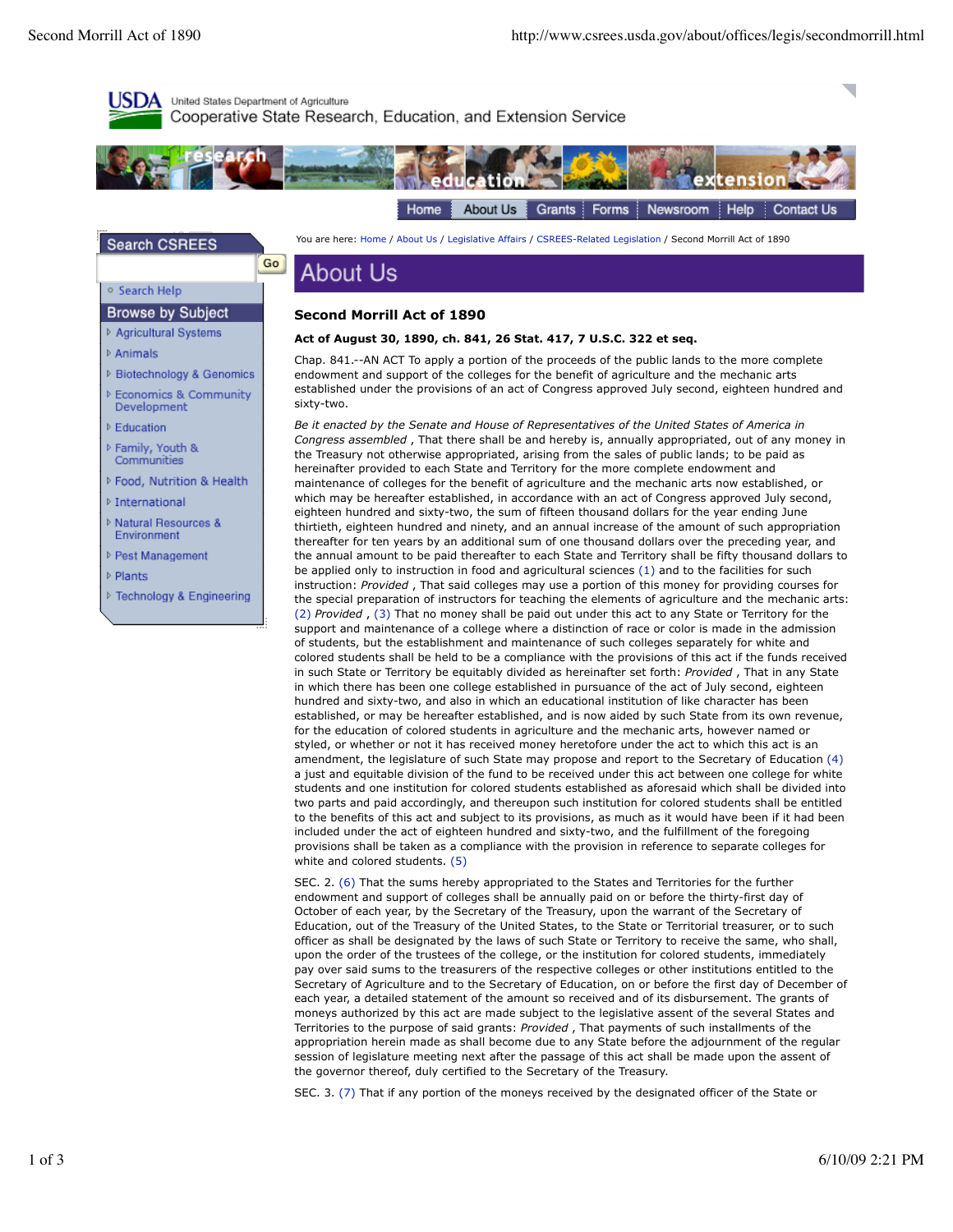USDA United States Department of Agriculture
Cooperative State Research, Education, and Extension Service

Home | About Us | Grants | Forms | Newsroom | Help | Contact Us

Search CSREES

Go

- Search Help

Browse by Subject

- Agricultural Systems
- Animals
- Biotechnology & Genomics
- Economics & Community Development
- Education
- Family, Youth & Communities
- Food, Nutrition & Health
- International
- Natural Resources & Environment
- Pest Management
- Plants
- Technology & Engineering

You are here: Home / About Us / Legislative Affairs / CSREES-Related Legislation / Second Morrill Act of 1890

# About Us

## Second Morrill Act of 1890

**Act of August 30, 1890, ch. 841, 26 Stat. 417, 7 U.S.C. 322 et seq.**

Chap. 841.--AN ACT To apply a portion of the proceeds of the public lands to the more complete endowment and support of the colleges for the benefit of agriculture and the mechanic arts established under the provisions of an act of Congress approved July second, eighteen hundred and sixty-two.

*Be it enacted by the Senate and House of Representatives of the United States of America in Congress assembled* , That there shall be and hereby is, annually appropriated, out of any money in the Treasury not otherwise appropriated, arising from the sales of public lands; to be paid as hereinafter provided to each State and Territory for the more complete endowment and maintenance of colleges for the benefit of agriculture and the mechanic arts now established, or which may be hereafter established, in accordance with an act of Congress approved July second, eighteen hundred and sixty-two, the sum of fifteen thousand dollars for the year ending June thirtieth, eighteen hundred and ninety, and an annual increase of the amount of such appropriation thereafter for ten years by an additional sum of one thousand dollars over the preceding year, and the annual amount to be paid thereafter to each State and Territory shall be fifty thousand dollars to be applied only to instruction in food and agricultural sciences (1) and to the facilities for such instruction: *Provided* , That said colleges may use a portion of this money for providing courses for the special preparation of instructors for teaching the elements of agriculture and the mechanic arts: (2) *Provided* , (3) That no money shall be paid out under this act to any State or Territory for the support and maintenance of a college where a distinction of race or color is made in the admission of students, but the establishment and maintenance of such colleges separately for white and colored students shall be held to be a compliance with the provisions of this act if the funds received in such State or Territory be equitably divided as hereinafter set forth: *Provided* , That in any State in which there has been one college established in pursuance of the act of July second, eighteen hundred and sixty-two, and also in which an educational institution of like character has been established, or may be hereafter established, and is now aided by such State from its own revenue, for the education of colored students in agriculture and the mechanic arts, however named or styled, or whether or not it has received money heretofore under the act to which this act is an amendment, the legislature of such State may propose and report to the Secretary of Education (4) a just and equitable division of the fund to be received under this act between one college for white students and one institution for colored students established as aforesaid which shall be divided into two parts and paid accordingly, and thereupon such institution for colored students shall be entitled to the benefits of this act and subject to its provisions, as much as it would have been if it had been included under the act of eighteen hundred and sixty-two, and the fulfillment of the foregoing provisions shall be taken as a compliance with the provision in reference to separate colleges for white and colored students. (5)

SEC. 2. (6) That the sums hereby appropriated to the States and Territories for the further endowment and support of colleges shall be annually paid on or before the thirty-first day of October of each year, by the Secretary of the Treasury, upon the warrant of the Secretary of Education, out of the Treasury of the United States, to the State or Territorial treasurer, or to such officer as shall be designated by the laws of such State or Territory to receive the same, who shall, upon the order of the trustees of the college, or the institution for colored students, immediately pay over said sums to the treasurers of the respective colleges or other institutions entitled to the same, and such treasurers shall be required to report to the Secretary of Agriculture and to the Secretary of Education, on or before the first day of December of each year, a detailed statement of the amount so received and of its disbursement. The grants of moneys authorized by this act are made subject to the legislative assent of the several States and Territories to the purpose of said grants: *Provided* , That payments of such installments of the appropriation herein made as shall become due to any State before the adjournment of the regular session of legislature meeting next after the passage of this act shall be made upon the assent of the governor thereof, duly certified to the Secretary of the Treasury.

SEC. 3. (7) That if any portion of the moneys received by the designated officer of the State or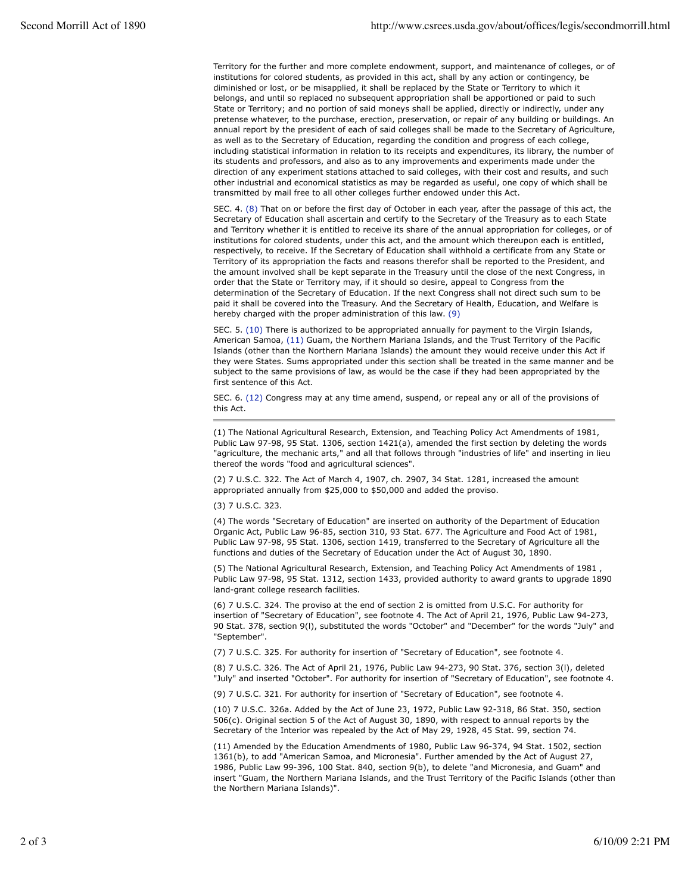Territory for the further and more complete endowment, support, and maintenance of colleges, or of institutions for colored students, as provided in this act, shall by any action or contingency, be diminished or lost, or be misapplied, it shall be replaced by the State or Territory to which it belongs, and until so replaced no subsequent appropriation shall be apportioned or paid to such State or Territory; and no portion of said moneys shall be applied, directly or indirectly, under any pretense whatever, to the purchase, erection, preservation, or repair of any building or buildings. An annual report by the president of each of said colleges shall be made to the Secretary of Agriculture, as well as to the Secretary of Education, regarding the condition and progress of each college, including statistical information in relation to its receipts and expenditures, its library, the number of its students and professors, and also as to any improvements and experiments made under the direction of any experiment stations attached to said colleges, with their cost and results, and such other industrial and economical statistics as may be regarded as useful, one copy of which shall be transmitted by mail free to all other colleges further endowed under this Act.

SEC. 4. (8) That on or before the first day of October in each year, after the passage of this act, the Secretary of Education shall ascertain and certify to the Secretary of the Treasury as to each State and Territory whether it is entitled to receive its share of the annual appropriation for colleges, or of institutions for colored students, under this act, and the amount which thereupon each is entitled, respectively, to receive. If the Secretary of Education shall withhold a certificate from any State or Territory of its appropriation the facts and reasons therefor shall be reported to the President, and the amount involved shall be kept separate in the Treasury until the close of the next Congress, in order that the State or Territory may, if it should so desire, appeal to Congress from the determination of the Secretary of Education. If the next Congress shall not direct such sum to be paid it shall be covered into the Treasury. And the Secretary of Health, Education, and Welfare is hereby charged with the proper administration of this law. (9)

SEC. 5. (10) There is authorized to be appropriated annually for payment to the Virgin Islands, American Samoa, (11) Guam, the Northern Mariana Islands, and the Trust Territory of the Pacific Islands (other than the Northern Mariana Islands) the amount they would receive under this Act if they were States. Sums appropriated under this section shall be treated in the same manner and be subject to the same provisions of law, as would be the case if they had been appropriated by the first sentence of this Act.

SEC. 6. (12) Congress may at any time amend, suspend, or repeal any or all of the provisions of this Act.

---

(1) The National Agricultural Research, Extension, and Teaching Policy Act Amendments of 1981, Public Law 97-98, 95 Stat. 1306, section 1421(a), amended the first section by deleting the words "agriculture, the mechanic arts," and all that follows through "industries of life" and inserting in lieu thereof the words "food and agricultural sciences".

(2) 7 U.S.C. 322. The Act of March 4, 1907, ch. 2907, 34 Stat. 1281, increased the amount appropriated annually from $25,000 to $50,000 and added the proviso.

(3) 7 U.S.C. 323.

(4) The words "Secretary of Education" are inserted on authority of the Department of Education Organic Act, Public Law 96-85, section 310, 93 Stat. 677. The Agriculture and Food Act of 1981, Public Law 97-98, 95 Stat. 1306, section 1419, transferred to the Secretary of Agriculture all the functions and duties of the Secretary of Education under the Act of August 30, 1890.

(5) The National Agricultural Research, Extension, and Teaching Policy Act Amendments of 1981 , Public Law 97-98, 95 Stat. 1312, section 1433, provided authority to award grants to upgrade 1890 land-grant college research facilities.

(6) 7 U.S.C. 324. The proviso at the end of section 2 is omitted from U.S.C. For authority for insertion of "Secretary of Education", see footnote 4. The Act of April 21, 1976, Public Law 94-273, 90 Stat. 378, section 9(l), substituted the words "October" and "December" for the words "July" and "September".

(7) 7 U.S.C. 325. For authority for insertion of "Secretary of Education", see footnote 4.

(8) 7 U.S.C. 326. The Act of April 21, 1976, Public Law 94-273, 90 Stat. 376, section 3(l), deleted "July" and inserted "October". For authority for insertion of "Secretary of Education", see footnote 4.

(9) 7 U.S.C. 321. For authority for insertion of "Secretary of Education", see footnote 4.

(10) 7 U.S.C. 326a. Added by the Act of June 23, 1972, Public Law 92-318, 86 Stat. 350, section 506(c). Original section 5 of the Act of August 30, 1890, with respect to annual reports by the Secretary of the Interior was repealed by the Act of May 29, 1928, 45 Stat. 99, section 74.

(11) Amended by the Education Amendments of 1980, Public Law 96-374, 94 Stat. 1502, section 1361(b), to add "American Samoa, and Micronesia". Further amended by the Act of August 27, 1986, Public Law 99-396, 100 Stat. 840, section 9(b), to delete "and Micronesia, and Guam" and insert "Guam, the Northern Mariana Islands, and the Trust Territory of the Pacific Islands (other than the Northern Mariana Islands)".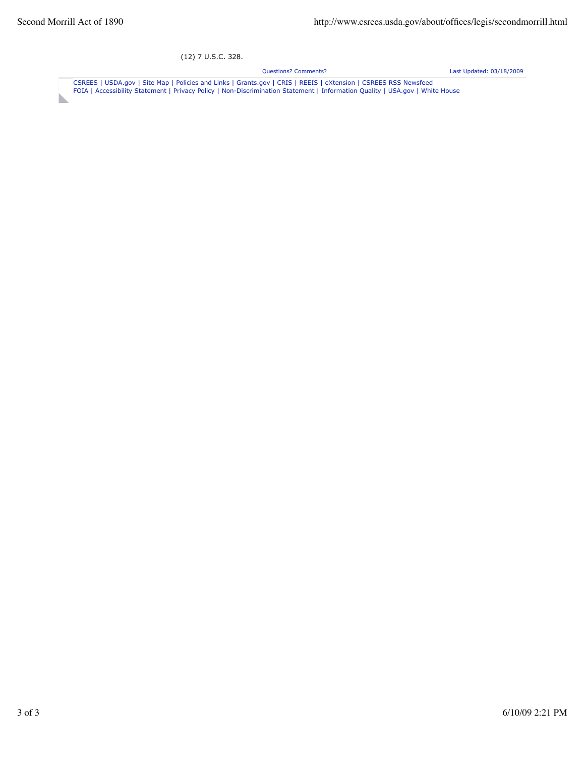(12) 7 U.S.C. 328.

Questions? Comments? Last Updated: 03/18/2009

CSREES | USDA.gov | Site Map | Policies and Links | Grants.gov | CRIS | REEIS | eXtension | CSREES RSS Newsfeed
FOIA | Accessibility Statement | Privacy Policy | Non-Discrimination Statement | Information Quality | USA.gov | White House